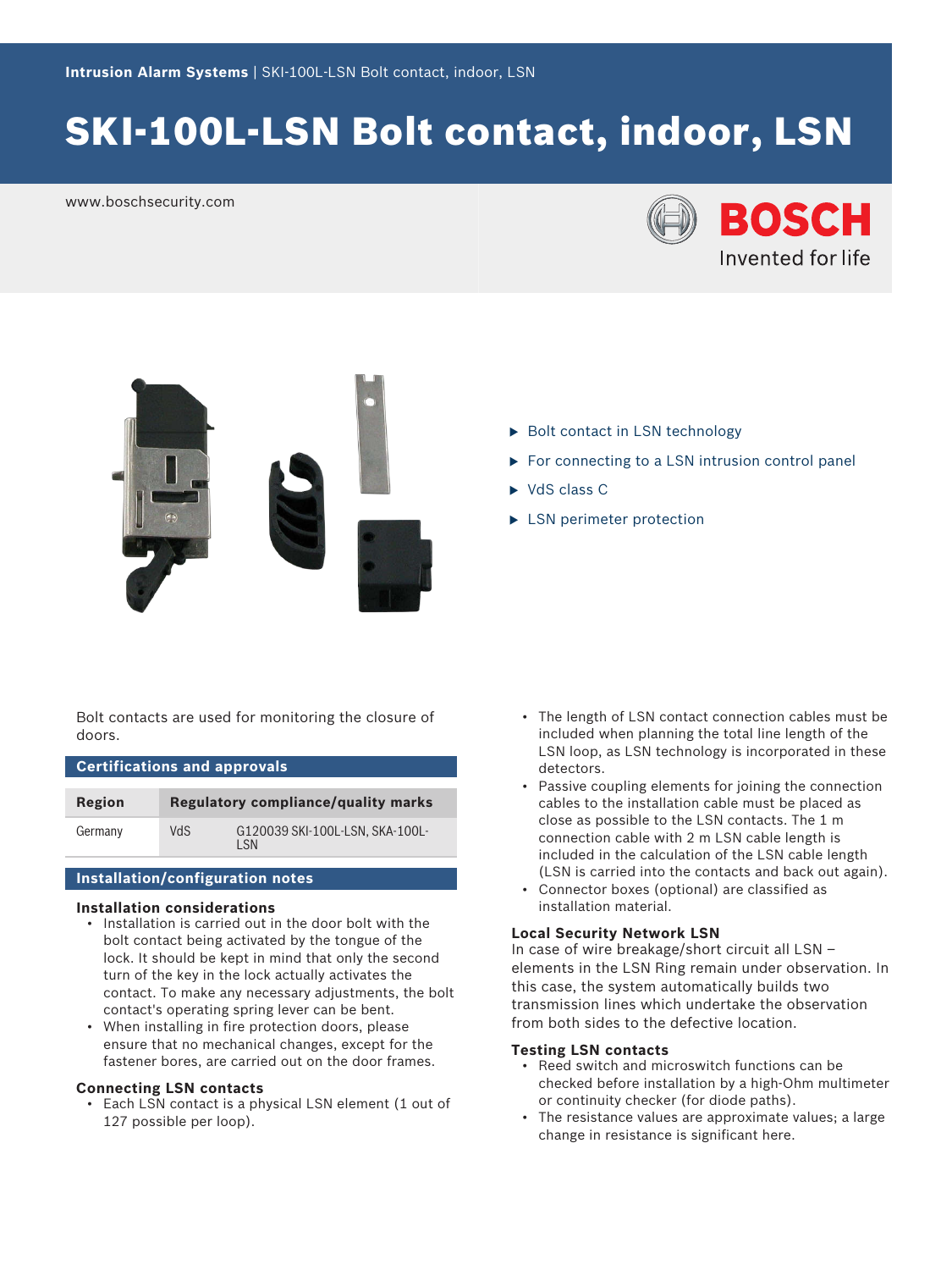Intrusion Alarm Systems | SKI-100L-LSN Bolt contact, indoor, LSN

# SKI-100L-LSN Bolt contact, indoor, LSN

www.boschsecurity.com

- Bolt contact in LSN technology
- For connecting to a LSN intrusion control panel
- VdS class C
- LSN perimeter protection

Bolt contacts are used for monitoring the closure of doors.

## Certifications and approvals

| Region | Regulatory compliance/quality marks | |
|---|---|---|
| Germany | VdS | G120039 SKI-100L-LSN, SKA-100L-LSN |

## Installation/configuration notes

### Installation considerations

- Installation is carried out in the door bolt with the bolt contact being activated by the tongue of the lock. It should be kept in mind that only the second turn of the key in the lock actually activates the contact. To make any necessary adjustments, the bolt contact's operating spring lever can be bent.
- When installing in fire protection doors, please ensure that no mechanical changes, except for the fastener bores, are carried out on the door frames.

### Connecting LSN contacts

- Each LSN contact is a physical LSN element (1 out of 127 possible per loop).
- The length of LSN contact connection cables must be included when planning the total line length of the LSN loop, as LSN technology is incorporated in these detectors.
- Passive coupling elements for joining the connection cables to the installation cable must be placed as close as possible to the LSN contacts. The 1 m connection cable with 2 m LSN cable length is included in the calculation of the LSN cable length (LSN is carried into the contacts and back out again).
- Connector boxes (optional) are classified as installation material.

### Local Security Network LSN

In case of wire breakage/short circuit all LSN – elements in the LSN Ring remain under observation. In this case, the system automatically builds two transmission lines which undertake the observation from both sides to the defective location.

### Testing LSN contacts

- Reed switch and microswitch functions can be checked before installation by a high-Ohm multimeter or continuity checker (for diode paths).
- The resistance values are approximate values; a large change in resistance is significant here.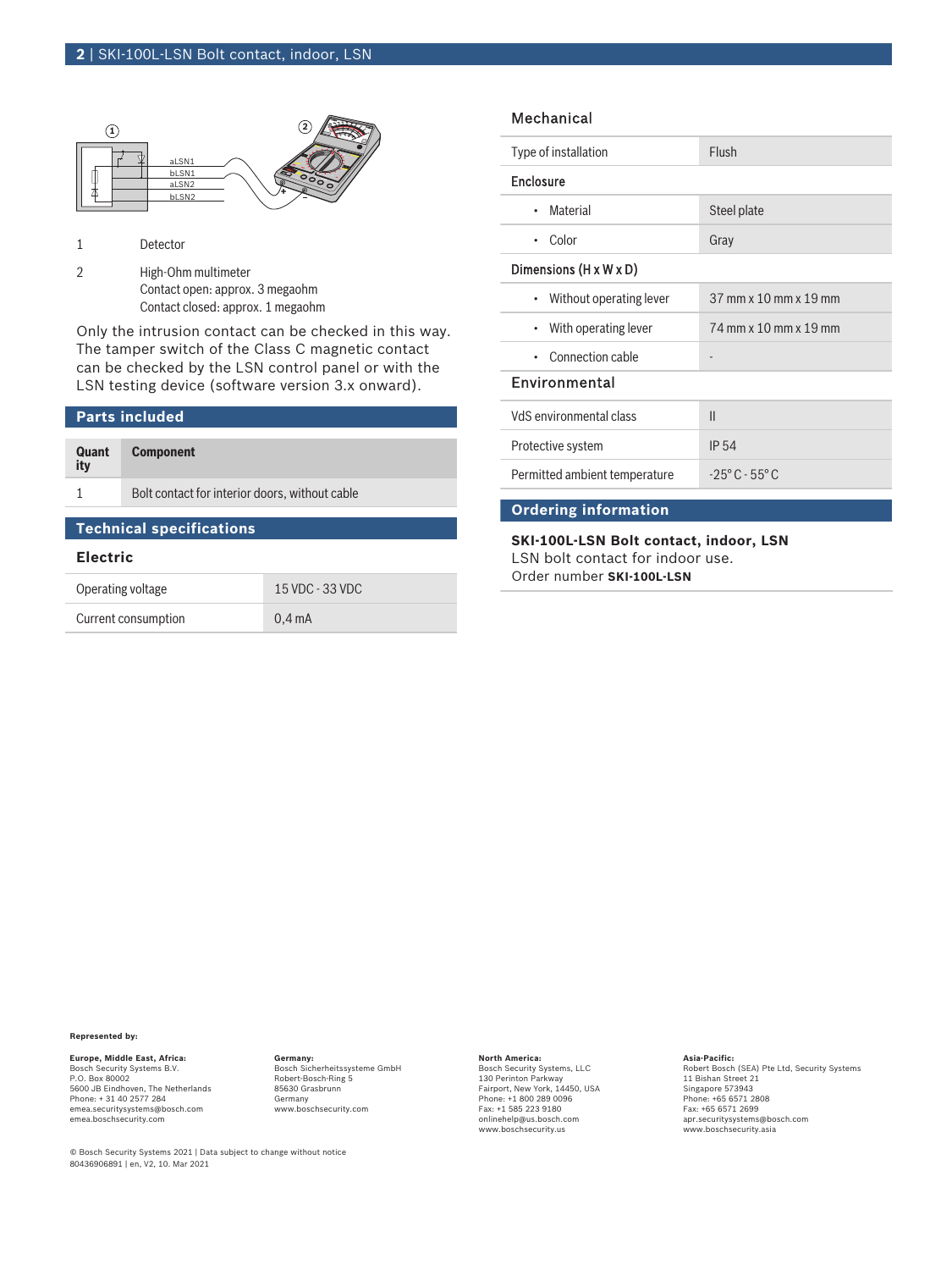① ②

aLSN1
bLSN1
aLSN2
bLSN2

| | |
|---|---|
| 1 | Detector |
| 2 | High-Ohm multimeter<br>Contact open: approx. 3 megaohm<br>Contact closed: approx. 1 megaohm |

Only the intrusion contact can be checked in this way. The tamper switch of the Class C magnetic contact can be checked by the LSN control panel or with the LSN testing device (software version 3.x onward).

## Parts included

| Quantity | Component |
|---|---|
| 1 | Bolt contact for interior doors, without cable |

## Technical specifications

### Electric

| | |
|---|---|
| Operating voltage | 15 VDC - 33 VDC |
| Current consumption | 0,4 mA |

### Mechanical

| | |
|---|---|
| Type of installation | Flush |
| **Enclosure** | |
| • Material | Steel plate |
| • Color | Gray |
| **Dimensions (H x W x D)** | |
| • Without operating lever | 37 mm x 10 mm x 19 mm |
| • With operating lever | 74 mm x 10 mm x 19 mm |
| • Connection cable | - |

### Environmental

| | |
|---|---|
| VdS environmental class | II |
| Protective system | IP 54 |
| Permitted ambient temperature | -25° C - 55° C |

## Ordering information

**SKI-100L-LSN Bolt contact, indoor, LSN**
LSN bolt contact for indoor use.
Order number **SKI-100L-LSN**

**Represented by:**

**Europe, Middle East, Africa:**
Bosch Security Systems B.V.
P.O. Box 80002
5600 JB Eindhoven, The Netherlands
Phone: + 31 40 2577 284
emea.securitysystems@bosch.com
emea.boschsecurity.com

**Germany:**
Bosch Sicherheitssysteme GmbH
Robert-Bosch-Ring 5
85630 Grasbrunn
Germany
www.boschsecurity.com

**North America:**
Bosch Security Systems, LLC
130 Perinton Parkway
Fairport, New York, 14450, USA
Phone: +1 800 289 0096
Fax: +1 585 223 9180
onlinehelp@us.bosch.com
www.boschsecurity.us

**Asia-Pacific:**
Robert Bosch (SEA) Pte Ltd, Security Systems
11 Bishan Street 21
Singapore 573943
Phone: +65 6571 2808
Fax: +65 6571 2699
apr.securitysystems@bosch.com
www.boschsecurity.asia

© Bosch Security Systems 2021 | Data subject to change without notice
80436906891 | en, V2, 10. Mar 2021